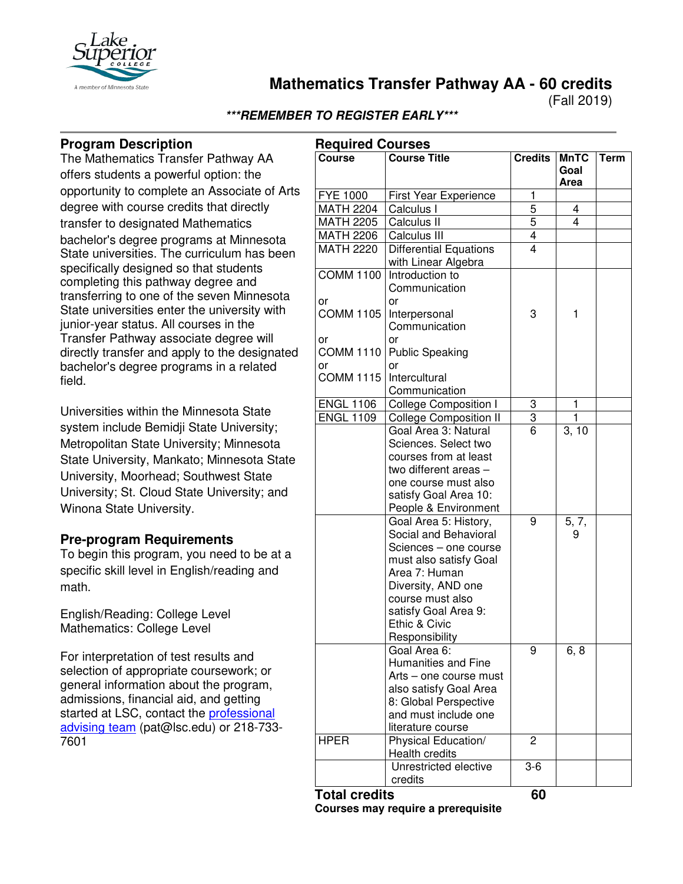# Mathematics Transfer Pathway AA - 60 credits

(Fall 2019)

***REMEMBER TO REGISTER EARLY***

## Program Description

The Mathematics Transfer Pathway AA offers students a powerful option: the opportunity to complete an Associate of Arts degree with course credits that directly transfer to designated Mathematics bachelor's degree programs at Minnesota State universities. The curriculum has been specifically designed so that students completing this pathway degree and transferring to one of the seven Minnesota State universities enter the university with junior-year status. All courses in the Transfer Pathway associate degree will directly transfer and apply to the designated bachelor's degree programs in a related field.

Universities within the Minnesota State system include Bemidji State University; Metropolitan State University; Minnesota State University, Mankato; Minnesota State University, Moorhead; Southwest State University; St. Cloud State University; and Winona State University.

## Pre-program Requirements

To begin this program, you need to be at a specific skill level in English/reading and math.

English/Reading: College Level
Mathematics: College Level

For interpretation of test results and selection of appropriate coursework; or general information about the program, admissions, financial aid, and getting started at LSC, contact the professional advising team (pat@lsc.edu) or 218-733-7601

## Required Courses

| Course | Course Title | Credits | MnTC Goal Area | Term |
|---|---|---|---|---|
| FYE 1000 | First Year Experience | 1 | | |
| MATH 2204 | Calculus I | 5 | 4 | |
| MATH 2205 | Calculus II | 5 | 4 | |
| MATH 2206 | Calculus III | 4 | | |
| MATH 2220 | Differential Equations with Linear Algebra | 4 | | |
| COMM 1100 or COMM 1105 or COMM 1110 or COMM 1115 | Introduction to Communication or Interpersonal Communication or Public Speaking or Intercultural Communication | 3 | 1 | |
| ENGL 1106 | College Composition I | 3 | 1 | |
| ENGL 1109 | College Composition II | 3 | 1 | |
| | Goal Area 3: Natural Sciences. Select two courses from at least two different areas – one course must also satisfy Goal Area 10: People & Environment | 6 | 3, 10 | |
| | Goal Area 5: History, Social and Behavioral Sciences – one course must also satisfy Goal Area 7: Human Diversity, AND one course must also satisfy Goal Area 9: Ethic & Civic Responsibility | 9 | 5, 7, 9 | |
| | Goal Area 6: Humanities and Fine Arts – one course must also satisfy Goal Area 8: Global Perspective and must include one literature course | 9 | 6, 8 | |
| HPER | Physical Education/ Health credits | 2 | | |
| | Unrestricted elective credits | 3-6 | | |
| **Total credits** | | **60** | | |

**Courses may require a prerequisite**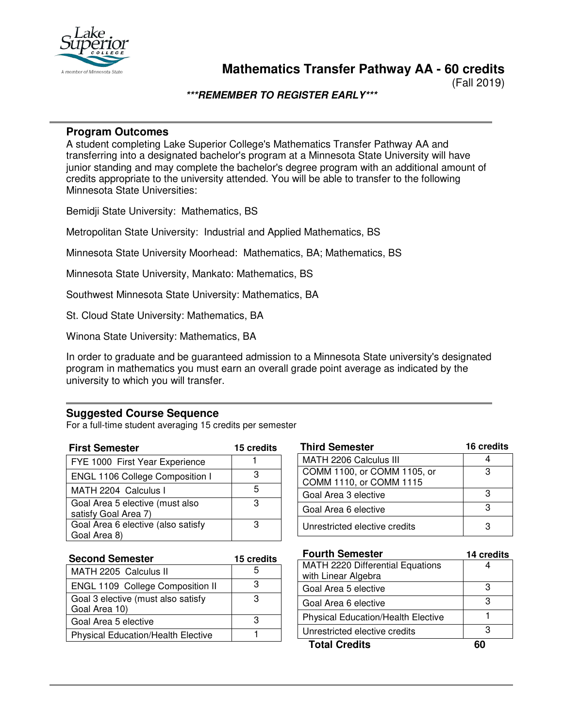# Mathematics Transfer Pathway AA - 60 credits

(Fall 2019)

***REMEMBER TO REGISTER EARLY***

## Program Outcomes

A student completing Lake Superior College's Mathematics Transfer Pathway AA and transferring into a designated bachelor's program at a Minnesota State University will have junior standing and may complete the bachelor's degree program with an additional amount of credits appropriate to the university attended. You will be able to transfer to the following Minnesota State Universities:

Bemidji State University: Mathematics, BS

Metropolitan State University: Industrial and Applied Mathematics, BS

Minnesota State University Moorhead: Mathematics, BA; Mathematics, BS

Minnesota State University, Mankato: Mathematics, BS

Southwest Minnesota State University: Mathematics, BA

St. Cloud State University: Mathematics, BA

Winona State University: Mathematics, BA

In order to graduate and be guaranteed admission to a Minnesota State university's designated program in mathematics you must earn an overall grade point average as indicated by the university to which you will transfer.

## Suggested Course Sequence

For a full-time student averaging 15 credits per semester

| First Semester | 15 credits |
|---|---|
| FYE 1000 First Year Experience | 1 |
| ENGL 1106 College Composition I | 3 |
| MATH 2204 Calculus I | 5 |
| Goal Area 5 elective (must also satisfy Goal Area 7) | 3 |
| Goal Area 6 elective (also satisfy Goal Area 8) | 3 |

| Second Semester | 15 credits |
|---|---|
| MATH 2205 Calculus II | 5 |
| ENGL 1109 College Composition II | 3 |
| Goal 3 elective (must also satisfy Goal Area 10) | 3 |
| Goal Area 5 elective | 3 |
| Physical Education/Health Elective | 1 |

| Third Semester | 16 credits |
|---|---|
| MATH 2206 Calculus III | 4 |
| COMM 1100, or COMM 1105, or COMM 1110, or COMM 1115 | 3 |
| Goal Area 3 elective | 3 |
| Goal Area 6 elective | 3 |
| Unrestricted elective credits | 3 |

| Fourth Semester | 14 credits |
|---|---|
| MATH 2220 Differential Equations with Linear Algebra | 4 |
| Goal Area 5 elective | 3 |
| Goal Area 6 elective | 3 |
| Physical Education/Health Elective | 1 |
| Unrestricted elective credits | 3 |
| **Total Credits** | **60** |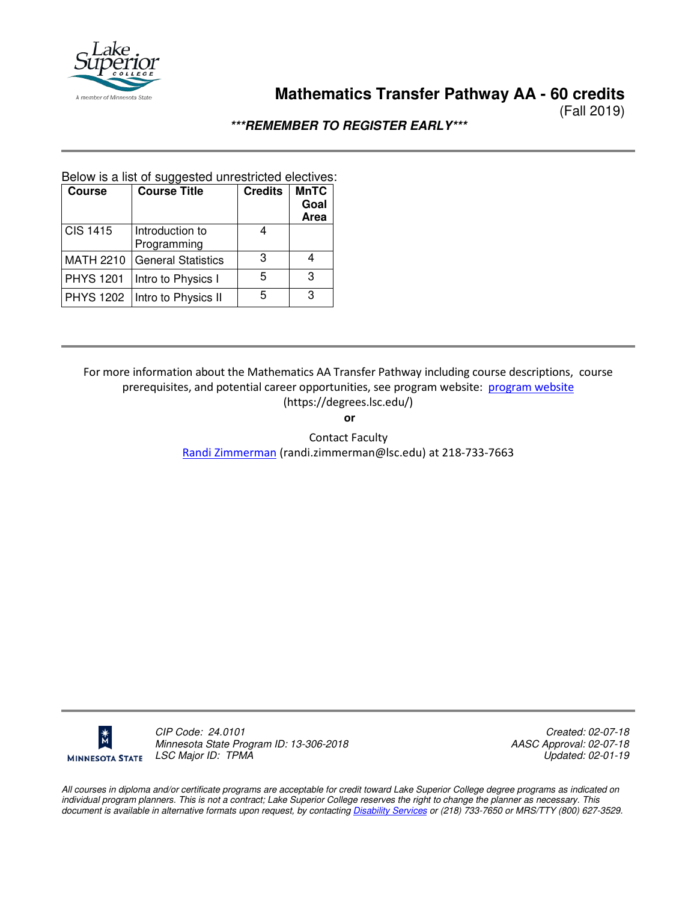# Mathematics Transfer Pathway AA - 60 credits

(Fall 2019)

***REMEMBER TO REGISTER EARLY***

Below is a list of suggested unrestricted electives:

| Course | Course Title | Credits | MnTC Goal Area |
|---|---|---|---|
| CIS 1415 | Introduction to Programming | 4 | |
| MATH 2210 | General Statistics | 3 | 4 |
| PHYS 1201 | Intro to Physics I | 5 | 3 |
| PHYS 1202 | Intro to Physics II | 5 | 3 |

For more information about the Mathematics AA Transfer Pathway including course descriptions, course prerequisites, and potential career opportunities, see program website: program website (https://degrees.lsc.edu/)

**or**

Contact Faculty
Randi Zimmerman (randi.zimmerman@lsc.edu) at 218-733-7663

*CIP Code: 24.0101*
*Minnesota State Program ID: 13-306-2018*
*LSC Major ID: TPMA*

*Created: 02-07-18*
*AASC Approval: 02-07-18*
*Updated: 02-01-19*

*All courses in diploma and/or certificate programs are acceptable for credit toward Lake Superior College degree programs as indicated on individual program planners. This is not a contract; Lake Superior College reserves the right to change the planner as necessary. This document is available in alternative formats upon request, by contacting Disability Services or (218) 733-7650 or MRS/TTY (800) 627-3529.*